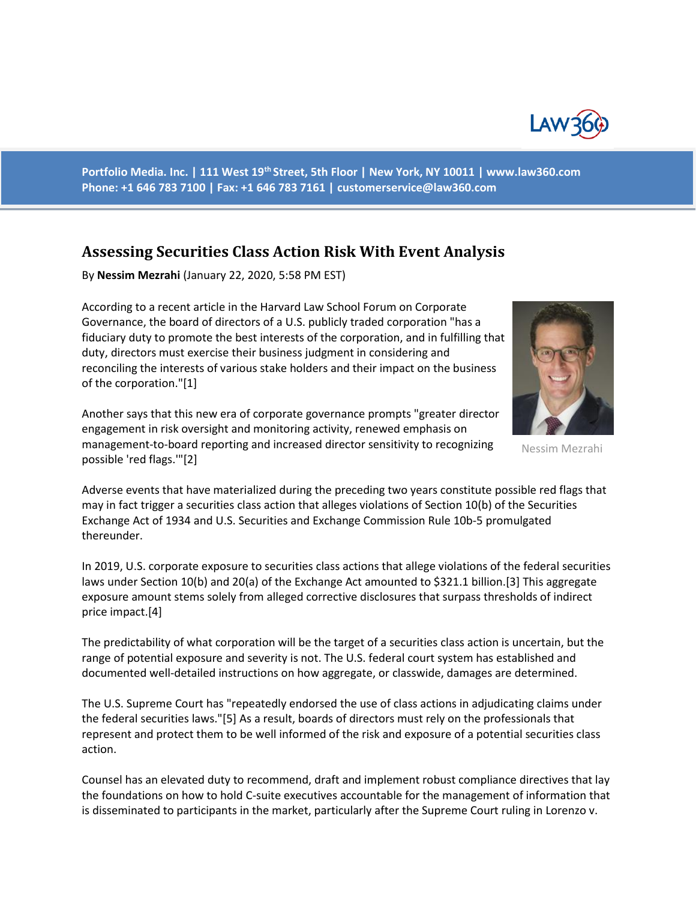Portfolio Media. Inc. | 111 West 19th Street, 5th Floor | New York, NY 10011 | www.law360.com
Phone: +1 646 783 7100 | Fax: +1 646 783 7161 | customerservice@law360.com

# Assessing Securities Class Action Risk With Event Analysis

By **Nessim Mezrahi** (January 22, 2020, 5:58 PM EST)

According to a recent article in the Harvard Law School Forum on Corporate Governance, the board of directors of a U.S. publicly traded corporation "has a fiduciary duty to promote the best interests of the corporation, and in fulfilling that duty, directors must exercise their business judgment in considering and reconciling the interests of various stake holders and their impact on the business of the corporation."[1]

Nessim Mezrahi

Another says that this new era of corporate governance prompts "greater director engagement in risk oversight and monitoring activity, renewed emphasis on management-to-board reporting and increased director sensitivity to recognizing possible 'red flags.'"[2]

Adverse events that have materialized during the preceding two years constitute possible red flags that may in fact trigger a securities class action that alleges violations of Section 10(b) of the Securities Exchange Act of 1934 and U.S. Securities and Exchange Commission Rule 10b-5 promulgated thereunder.

In 2019, U.S. corporate exposure to securities class actions that allege violations of the federal securities laws under Section 10(b) and 20(a) of the Exchange Act amounted to $321.1 billion.[3] This aggregate exposure amount stems solely from alleged corrective disclosures that surpass thresholds of indirect price impact.[4]

The predictability of what corporation will be the target of a securities class action is uncertain, but the range of potential exposure and severity is not. The U.S. federal court system has established and documented well-detailed instructions on how aggregate, or classwide, damages are determined.

The U.S. Supreme Court has "repeatedly endorsed the use of class actions in adjudicating claims under the federal securities laws."[5] As a result, boards of directors must rely on the professionals that represent and protect them to be well informed of the risk and exposure of a potential securities class action.

Counsel has an elevated duty to recommend, draft and implement robust compliance directives that lay the foundations on how to hold C-suite executives accountable for the management of information that is disseminated to participants in the market, particularly after the Supreme Court ruling in Lorenzo v.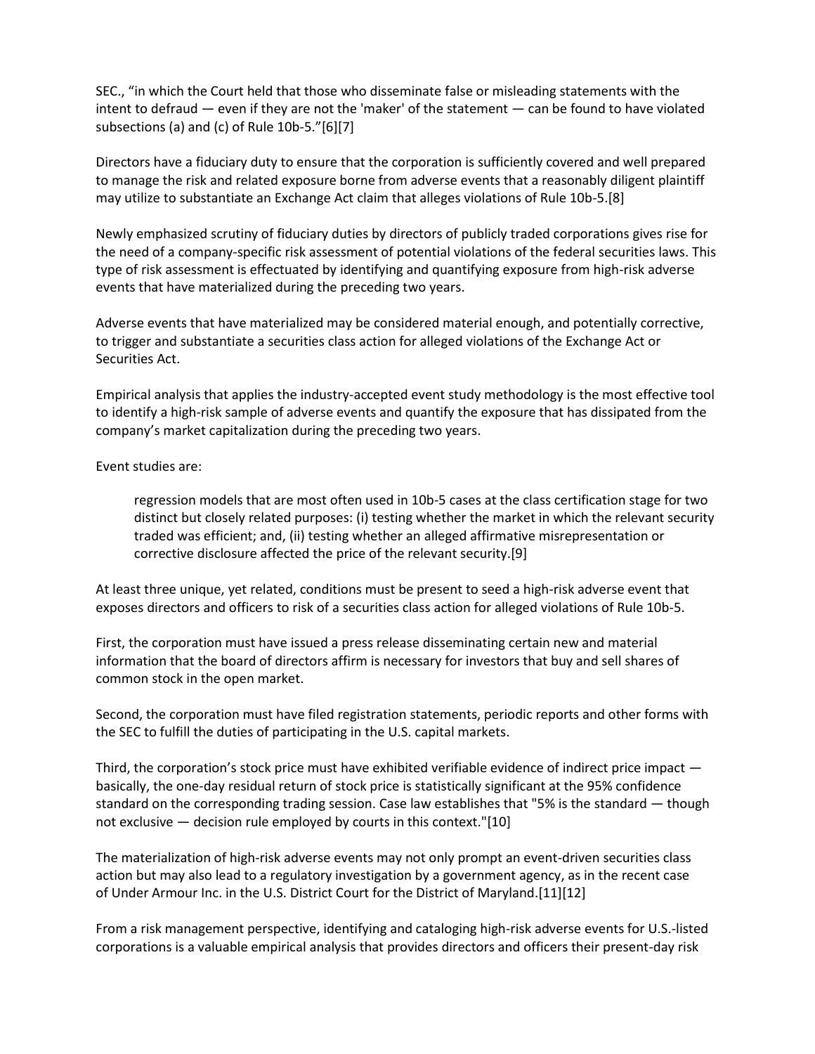SEC., “in which the Court held that those who disseminate false or misleading statements with the intent to defraud — even if they are not the 'maker' of the statement — can be found to have violated subsections (a) and (c) of Rule 10b-5.”[6][7]

Directors have a fiduciary duty to ensure that the corporation is sufficiently covered and well prepared to manage the risk and related exposure borne from adverse events that a reasonably diligent plaintiff may utilize to substantiate an Exchange Act claim that alleges violations of Rule 10b-5.[8]

Newly emphasized scrutiny of fiduciary duties by directors of publicly traded corporations gives rise for the need of a company-specific risk assessment of potential violations of the federal securities laws. This type of risk assessment is effectuated by identifying and quantifying exposure from high-risk adverse events that have materialized during the preceding two years.

Adverse events that have materialized may be considered material enough, and potentially corrective, to trigger and substantiate a securities class action for alleged violations of the Exchange Act or Securities Act.

Empirical analysis that applies the industry-accepted event study methodology is the most effective tool to identify a high-risk sample of adverse events and quantify the exposure that has dissipated from the company’s market capitalization during the preceding two years.

Event studies are:

> regression models that are most often used in 10b-5 cases at the class certification stage for two distinct but closely related purposes: (i) testing whether the market in which the relevant security traded was efficient; and, (ii) testing whether an alleged affirmative misrepresentation or corrective disclosure affected the price of the relevant security.[9]

At least three unique, yet related, conditions must be present to seed a high-risk adverse event that exposes directors and officers to risk of a securities class action for alleged violations of Rule 10b-5.

First, the corporation must have issued a press release disseminating certain new and material information that the board of directors affirm is necessary for investors that buy and sell shares of common stock in the open market.

Second, the corporation must have filed registration statements, periodic reports and other forms with the SEC to fulfill the duties of participating in the U.S. capital markets.

Third, the corporation’s stock price must have exhibited verifiable evidence of indirect price impact — basically, the one-day residual return of stock price is statistically significant at the 95% confidence standard on the corresponding trading session. Case law establishes that "5% is the standard — though not exclusive — decision rule employed by courts in this context."[10]

The materialization of high-risk adverse events may not only prompt an event-driven securities class action but may also lead to a regulatory investigation by a government agency, as in the recent case of Under Armour Inc. in the U.S. District Court for the District of Maryland.[11][12]

From a risk management perspective, identifying and cataloging high-risk adverse events for U.S.-listed corporations is a valuable empirical analysis that provides directors and officers their present-day risk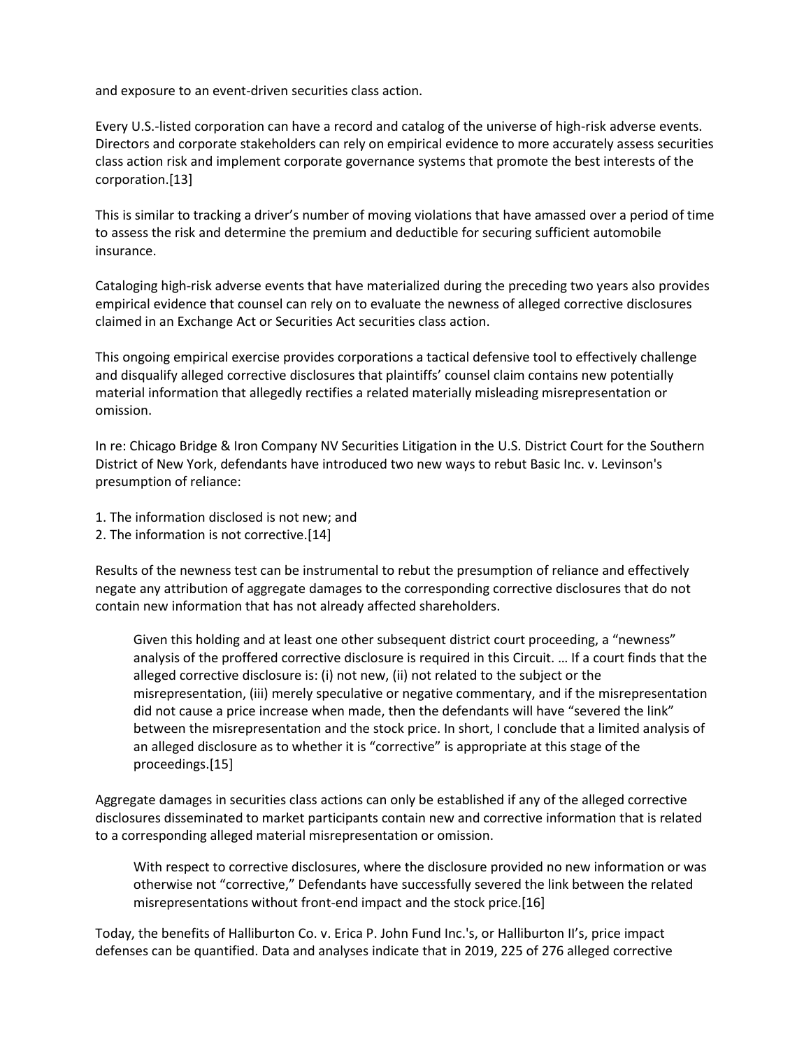and exposure to an event-driven securities class action.

Every U.S.-listed corporation can have a record and catalog of the universe of high-risk adverse events. Directors and corporate stakeholders can rely on empirical evidence to more accurately assess securities class action risk and implement corporate governance systems that promote the best interests of the corporation.[13]

This is similar to tracking a driver's number of moving violations that have amassed over a period of time to assess the risk and determine the premium and deductible for securing sufficient automobile insurance.

Cataloging high-risk adverse events that have materialized during the preceding two years also provides empirical evidence that counsel can rely on to evaluate the newness of alleged corrective disclosures claimed in an Exchange Act or Securities Act securities class action.

This ongoing empirical exercise provides corporations a tactical defensive tool to effectively challenge and disqualify alleged corrective disclosures that plaintiffs' counsel claim contains new potentially material information that allegedly rectifies a related materially misleading misrepresentation or omission.

In re: Chicago Bridge & Iron Company NV Securities Litigation in the U.S. District Court for the Southern District of New York, defendants have introduced two new ways to rebut Basic Inc. v. Levinson's presumption of reliance:

1. The information disclosed is not new; and
2. The information is not corrective.[14]

Results of the newness test can be instrumental to rebut the presumption of reliance and effectively negate any attribution of aggregate damages to the corresponding corrective disclosures that do not contain new information that has not already affected shareholders.

> Given this holding and at least one other subsequent district court proceeding, a "newness" analysis of the proffered corrective disclosure is required in this Circuit. … If a court finds that the alleged corrective disclosure is: (i) not new, (ii) not related to the subject or the misrepresentation, (iii) merely speculative or negative commentary, and if the misrepresentation did not cause a price increase when made, then the defendants will have "severed the link" between the misrepresentation and the stock price. In short, I conclude that a limited analysis of an alleged disclosure as to whether it is "corrective" is appropriate at this stage of the proceedings.[15]

Aggregate damages in securities class actions can only be established if any of the alleged corrective disclosures disseminated to market participants contain new and corrective information that is related to a corresponding alleged material misrepresentation or omission.

> With respect to corrective disclosures, where the disclosure provided no new information or was otherwise not "corrective," Defendants have successfully severed the link between the related misrepresentations without front-end impact and the stock price.[16]

Today, the benefits of Halliburton Co. v. Erica P. John Fund Inc.'s, or Halliburton II's, price impact defenses can be quantified. Data and analyses indicate that in 2019, 225 of 276 alleged corrective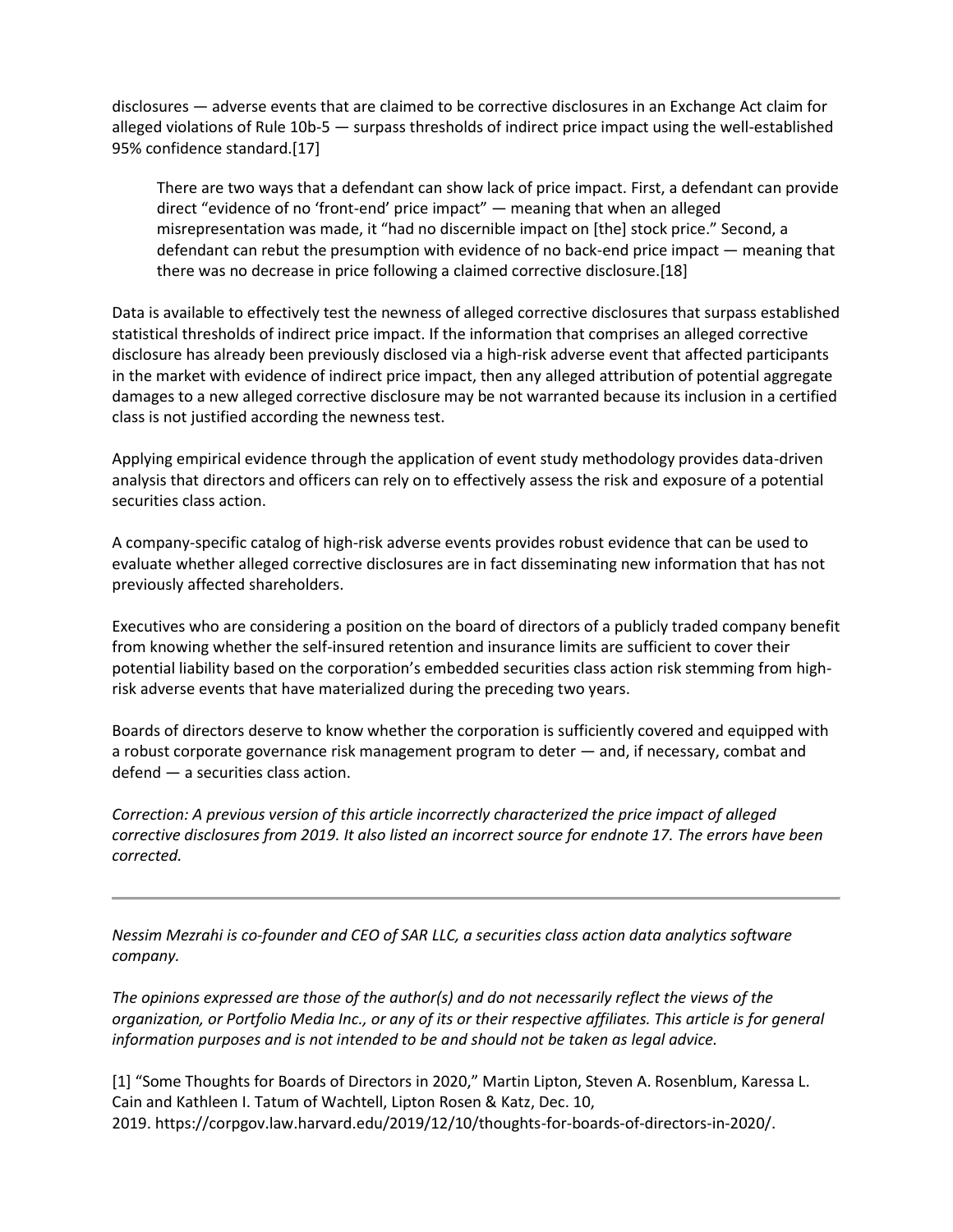disclosures — adverse events that are claimed to be corrective disclosures in an Exchange Act claim for alleged violations of Rule 10b-5 — surpass thresholds of indirect price impact using the well-established 95% confidence standard.[17]

> There are two ways that a defendant can show lack of price impact. First, a defendant can provide direct "evidence of no 'front-end' price impact" — meaning that when an alleged misrepresentation was made, it "had no discernible impact on [the] stock price." Second, a defendant can rebut the presumption with evidence of no back-end price impact — meaning that there was no decrease in price following a claimed corrective disclosure.[18]

Data is available to effectively test the newness of alleged corrective disclosures that surpass established statistical thresholds of indirect price impact. If the information that comprises an alleged corrective disclosure has already been previously disclosed via a high-risk adverse event that affected participants in the market with evidence of indirect price impact, then any alleged attribution of potential aggregate damages to a new alleged corrective disclosure may be not warranted because its inclusion in a certified class is not justified according the newness test.

Applying empirical evidence through the application of event study methodology provides data-driven analysis that directors and officers can rely on to effectively assess the risk and exposure of a potential securities class action.

A company-specific catalog of high-risk adverse events provides robust evidence that can be used to evaluate whether alleged corrective disclosures are in fact disseminating new information that has not previously affected shareholders.

Executives who are considering a position on the board of directors of a publicly traded company benefit from knowing whether the self-insured retention and insurance limits are sufficient to cover their potential liability based on the corporation's embedded securities class action risk stemming from high-risk adverse events that have materialized during the preceding two years.

Boards of directors deserve to know whether the corporation is sufficiently covered and equipped with a robust corporate governance risk management program to deter — and, if necessary, combat and defend — a securities class action.

*Correction: A previous version of this article incorrectly characterized the price impact of alleged corrective disclosures from 2019. It also listed an incorrect source for endnote 17. The errors have been corrected.*

---

*Nessim Mezrahi is co-founder and CEO of SAR LLC, a securities class action data analytics software company.*

*The opinions expressed are those of the author(s) and do not necessarily reflect the views of the organization, or Portfolio Media Inc., or any of its or their respective affiliates. This article is for general information purposes and is not intended to be and should not be taken as legal advice.*

[1] "Some Thoughts for Boards of Directors in 2020," Martin Lipton, Steven A. Rosenblum, Karessa L. Cain and Kathleen I. Tatum of Wachtell, Lipton Rosen & Katz, Dec. 10, 2019. https://corpgov.law.harvard.edu/2019/12/10/thoughts-for-boards-of-directors-in-2020/.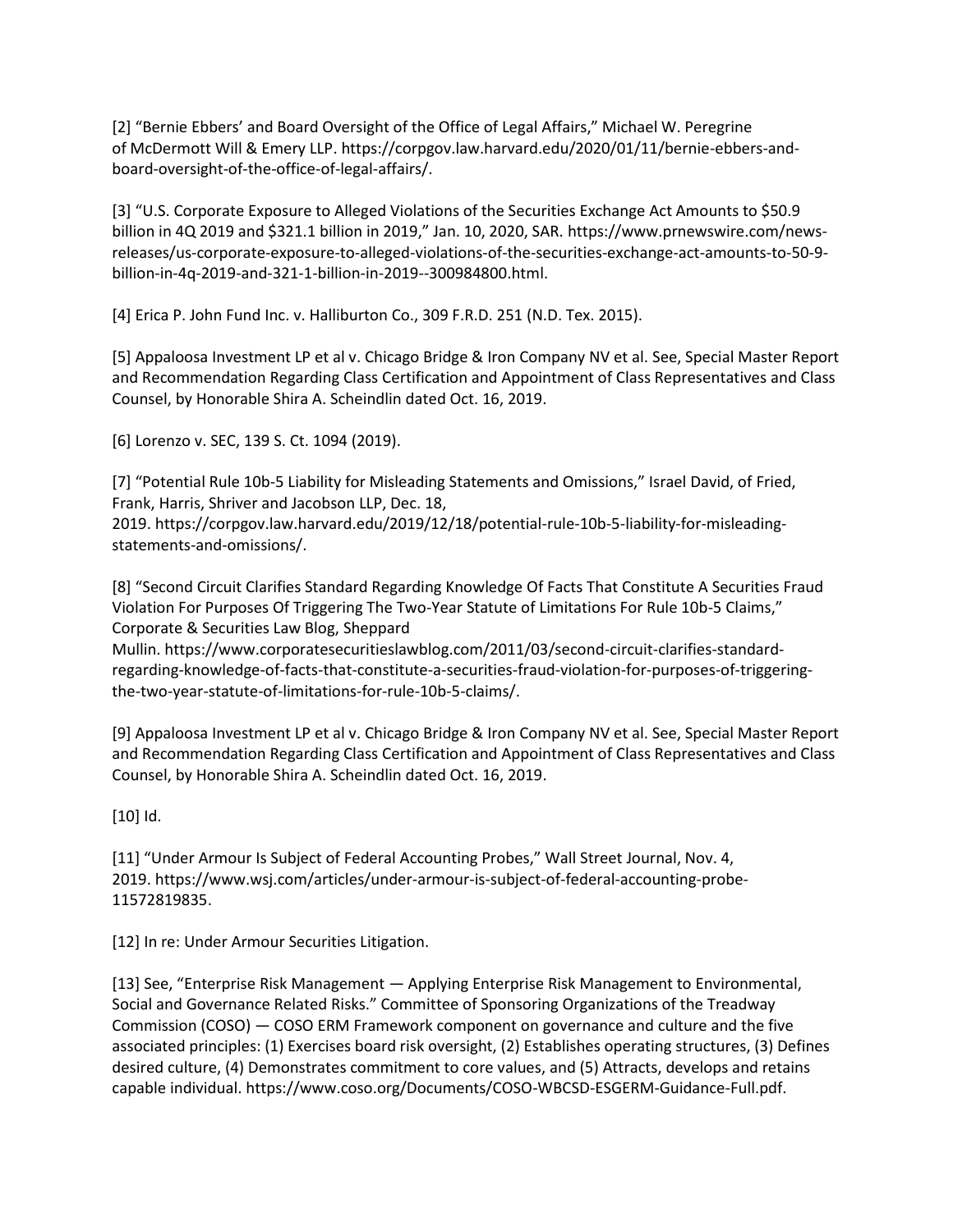[2] "Bernie Ebbers' and Board Oversight of the Office of Legal Affairs," Michael W. Peregrine of McDermott Will & Emery LLP. https://corpgov.law.harvard.edu/2020/01/11/bernie-ebbers-and-board-oversight-of-the-office-of-legal-affairs/.

[3] "U.S. Corporate Exposure to Alleged Violations of the Securities Exchange Act Amounts to $50.9 billion in 4Q 2019 and $321.1 billion in 2019," Jan. 10, 2020, SAR. https://www.prnewswire.com/news-releases/us-corporate-exposure-to-alleged-violations-of-the-securities-exchange-act-amounts-to-50-9-billion-in-4q-2019-and-321-1-billion-in-2019--300984800.html.

[4] Erica P. John Fund Inc. v. Halliburton Co., 309 F.R.D. 251 (N.D. Tex. 2015).

[5] Appaloosa Investment LP et al v. Chicago Bridge & Iron Company NV et al. See, Special Master Report and Recommendation Regarding Class Certification and Appointment of Class Representatives and Class Counsel, by Honorable Shira A. Scheindlin dated Oct. 16, 2019.

[6] Lorenzo v. SEC, 139 S. Ct. 1094 (2019).

[7] "Potential Rule 10b-5 Liability for Misleading Statements and Omissions," Israel David, of Fried, Frank, Harris, Shriver and Jacobson LLP, Dec. 18, 2019. https://corpgov.law.harvard.edu/2019/12/18/potential-rule-10b-5-liability-for-misleading-statements-and-omissions/.

[8] "Second Circuit Clarifies Standard Regarding Knowledge Of Facts That Constitute A Securities Fraud Violation For Purposes Of Triggering The Two-Year Statute of Limitations For Rule 10b-5 Claims," Corporate & Securities Law Blog, Sheppard Mullin. https://www.corporatesecuritieslawblog.com/2011/03/second-circuit-clarifies-standard-regarding-knowledge-of-facts-that-constitute-a-securities-fraud-violation-for-purposes-of-triggering-the-two-year-statute-of-limitations-for-rule-10b-5-claims/.

[9] Appaloosa Investment LP et al v. Chicago Bridge & Iron Company NV et al. See, Special Master Report and Recommendation Regarding Class Certification and Appointment of Class Representatives and Class Counsel, by Honorable Shira A. Scheindlin dated Oct. 16, 2019.

[10] Id.

[11] "Under Armour Is Subject of Federal Accounting Probes," Wall Street Journal, Nov. 4, 2019. https://www.wsj.com/articles/under-armour-is-subject-of-federal-accounting-probe-11572819835.

[12] In re: Under Armour Securities Litigation.

[13] See, "Enterprise Risk Management — Applying Enterprise Risk Management to Environmental, Social and Governance Related Risks." Committee of Sponsoring Organizations of the Treadway Commission (COSO) — COSO ERM Framework component on governance and culture and the five associated principles: (1) Exercises board risk oversight, (2) Establishes operating structures, (3) Defines desired culture, (4) Demonstrates commitment to core values, and (5) Attracts, develops and retains capable individual. https://www.coso.org/Documents/COSO-WBCSD-ESGERM-Guidance-Full.pdf.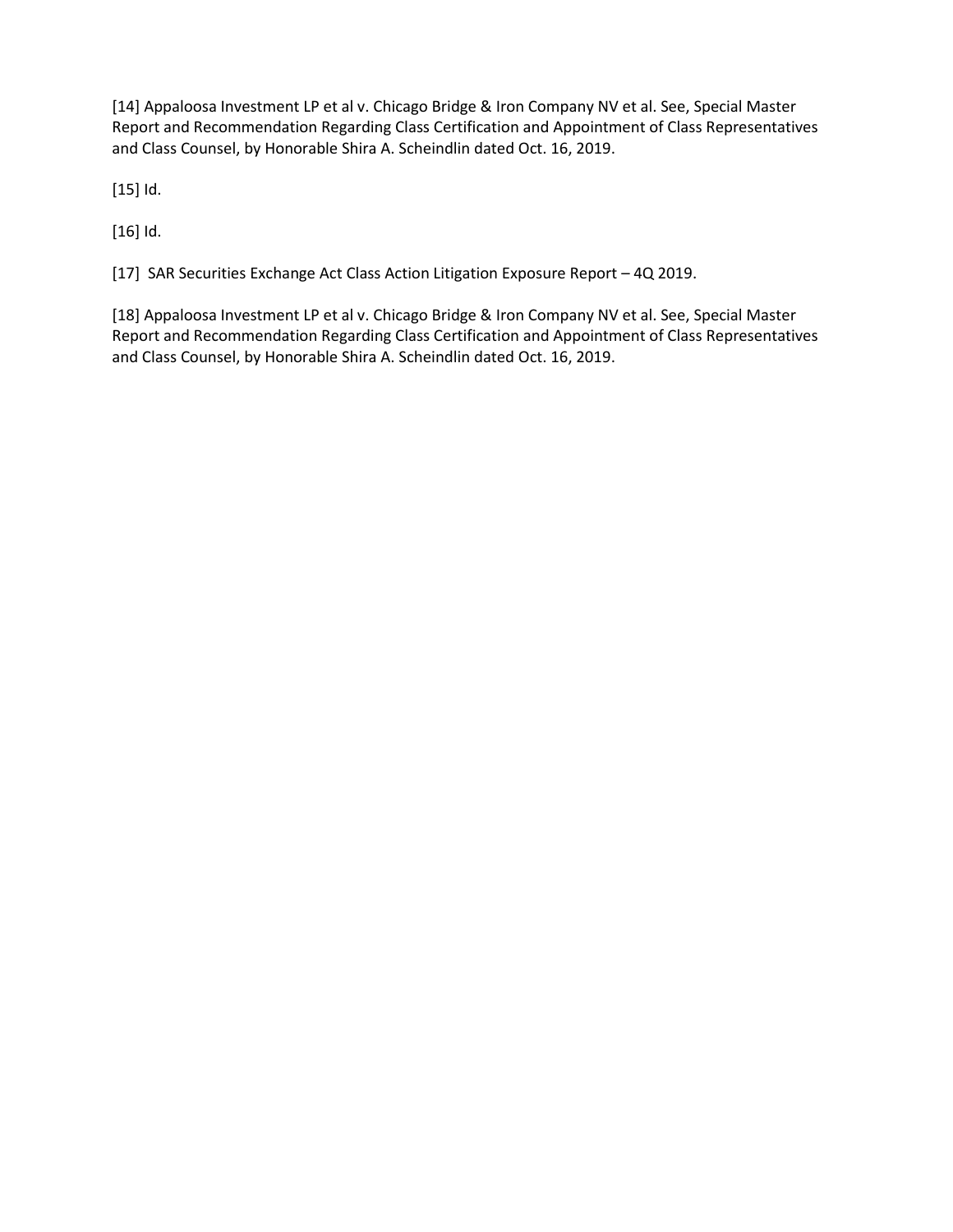[14] Appaloosa Investment LP et al v. Chicago Bridge & Iron Company NV et al. See, Special Master Report and Recommendation Regarding Class Certification and Appointment of Class Representatives and Class Counsel, by Honorable Shira A. Scheindlin dated Oct. 16, 2019.

[15] Id.

[16] Id.

[17] SAR Securities Exchange Act Class Action Litigation Exposure Report – 4Q 2019.

[18] Appaloosa Investment LP et al v. Chicago Bridge & Iron Company NV et al. See, Special Master Report and Recommendation Regarding Class Certification and Appointment of Class Representatives and Class Counsel, by Honorable Shira A. Scheindlin dated Oct. 16, 2019.